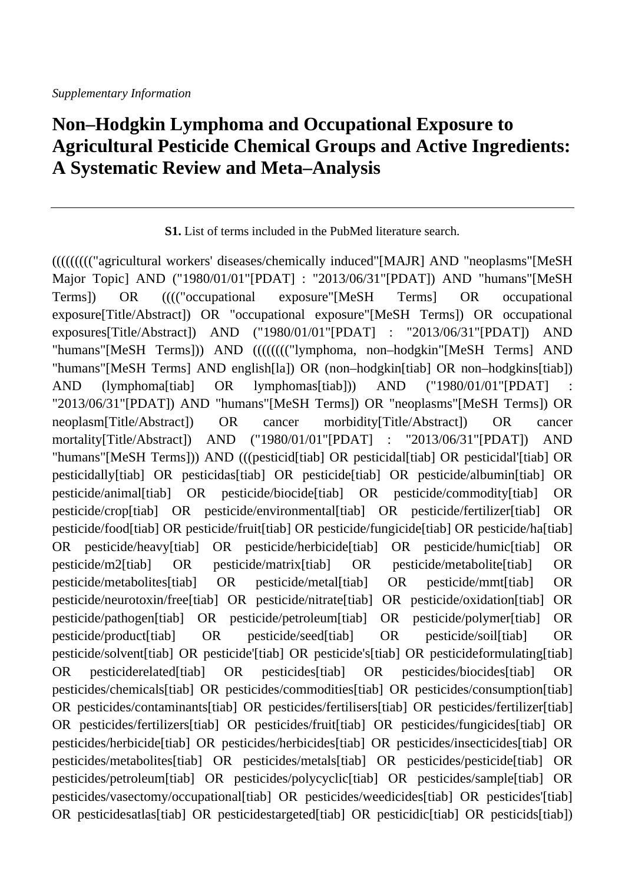*Supplementary Information*

# Non–Hodgkin Lymphoma and Occupational Exposure to Agricultural Pesticide Chemical Groups and Active Ingredients: A Systematic Review and Meta–Analysis

---

**S1.** List of terms included in the PubMed literature search.

(((((((((("agricultural workers' diseases/chemically induced"[MAJR] AND "neoplasms"[MeSH Major Topic] AND ("1980/01/01"[PDAT] : "2013/06/31"[PDAT]) AND "humans"[MeSH Terms]) OR (((("occupational exposure"[MeSH Terms] OR occupational exposure[Title/Abstract]) OR "occupational exposure"[MeSH Terms]) OR occupational exposures[Title/Abstract]) AND ("1980/01/01"[PDAT] : "2013/06/31"[PDAT]) AND "humans"[MeSH Terms])) AND (((((((("lymphoma, non–hodgkin"[MeSH Terms] AND "humans"[MeSH Terms] AND english[la]) OR (non–hodgkin[tiab] OR non–hodgkins[tiab]) AND (lymphoma[tiab] OR lymphomas[tiab])) AND ("1980/01/01"[PDAT] : "2013/06/31"[PDAT]) AND "humans"[MeSH Terms]) OR "neoplasms"[MeSH Terms]) OR neoplasm[Title/Abstract]) OR cancer morbidity[Title/Abstract]) OR cancer mortality[Title/Abstract]) AND ("1980/01/01"[PDAT] : "2013/06/31"[PDAT]) AND "humans"[MeSH Terms])) AND (((pesticid[tiab] OR pesticidal[tiab] OR pesticidal'[tiab] OR pesticidally[tiab] OR pesticidas[tiab] OR pesticide[tiab] OR pesticide/albumin[tiab] OR pesticide/animal[tiab] OR pesticide/biocide[tiab] OR pesticide/commodity[tiab] OR pesticide/crop[tiab] OR pesticide/environmental[tiab] OR pesticide/fertilizer[tiab] OR pesticide/food[tiab] OR pesticide/fruit[tiab] OR pesticide/fungicide[tiab] OR pesticide/ha[tiab] OR pesticide/heavy[tiab] OR pesticide/herbicide[tiab] OR pesticide/humic[tiab] OR pesticide/m2[tiab] OR pesticide/matrix[tiab] OR pesticide/metabolite[tiab] OR pesticide/metabolites[tiab] OR pesticide/metal[tiab] OR pesticide/mmt[tiab] OR pesticide/neurotoxin/free[tiab] OR pesticide/nitrate[tiab] OR pesticide/oxidation[tiab] OR pesticide/pathogen[tiab] OR pesticide/petroleum[tiab] OR pesticide/polymer[tiab] OR pesticide/product[tiab] OR pesticide/seed[tiab] OR pesticide/soil[tiab] OR pesticide/solvent[tiab] OR pesticide'[tiab] OR pesticide's[tiab] OR pesticideformulating[tiab] OR pesticiderelated[tiab] OR pesticides[tiab] OR pesticides/biocides[tiab] OR pesticides/chemicals[tiab] OR pesticides/commodities[tiab] OR pesticides/consumption[tiab] OR pesticides/contaminants[tiab] OR pesticides/fertilisers[tiab] OR pesticides/fertilizer[tiab] OR pesticides/fertilizers[tiab] OR pesticides/fruit[tiab] OR pesticides/fungicides[tiab] OR pesticides/herbicide[tiab] OR pesticides/herbicides[tiab] OR pesticides/insecticides[tiab] OR pesticides/metabolites[tiab] OR pesticides/metals[tiab] OR pesticides/pesticide[tiab] OR pesticides/petroleum[tiab] OR pesticides/polycyclic[tiab] OR pesticides/sample[tiab] OR pesticides/vasectomy/occupational[tiab] OR pesticides/weedicides[tiab] OR pesticides'[tiab] OR pesticidesatlas[tiab] OR pesticidestargeted[tiab] OR pesticidic[tiab] OR pesticids[tiab])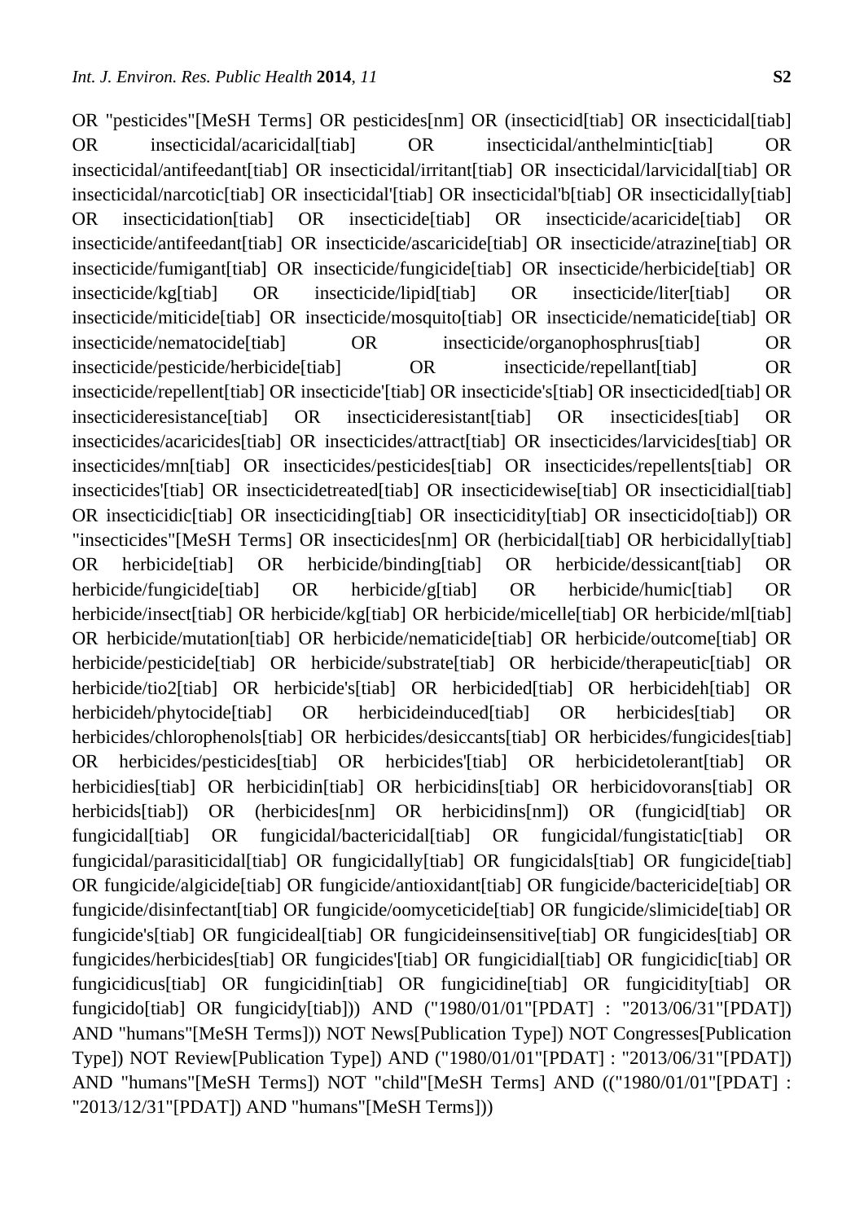OR "pesticides"[MeSH Terms] OR pesticides[nm] OR (insecticid[tiab] OR insecticidal[tiab] OR insecticidal/acaricidal[tiab] OR insecticidal/anthelmintic[tiab] OR insecticidal/antifeedant[tiab] OR insecticidal/irritant[tiab] OR insecticidal/larvicidal[tiab] OR insecticidal/narcotic[tiab] OR insecticidal'[tiab] OR insecticidal'b[tiab] OR insecticidally[tiab] OR insecticidation[tiab] OR insecticide[tiab] OR insecticide/acaricide[tiab] OR insecticide/antifeedant[tiab] OR insecticide/ascaricide[tiab] OR insecticide/atrazine[tiab] OR insecticide/fumigant[tiab] OR insecticide/fungicide[tiab] OR insecticide/herbicide[tiab] OR insecticide/kg[tiab] OR insecticide/lipid[tiab] OR insecticide/liter[tiab] OR insecticide/miticide[tiab] OR insecticide/mosquito[tiab] OR insecticide/nematicide[tiab] OR insecticide/nematocide[tiab] OR insecticide/organophosphrus[tiab] OR insecticide/pesticide/herbicide[tiab] OR insecticide/repellant[tiab] OR insecticide/repellent[tiab] OR insecticide'[tiab] OR insecticide's[tiab] OR insecticided[tiab] OR insecticideresistance[tiab] OR insecticideresistant[tiab] OR insecticides[tiab] OR insecticides/acaricides[tiab] OR insecticides/attract[tiab] OR insecticides/larvicides[tiab] OR insecticides/mn[tiab] OR insecticides/pesticides[tiab] OR insecticides/repellents[tiab] OR insecticides'[tiab] OR insecticidetreated[tiab] OR insecticidewise[tiab] OR insecticidial[tiab] OR insecticidic[tiab] OR insecticiding[tiab] OR insecticidity[tiab] OR insecticido[tiab]) OR "insecticides"[MeSH Terms] OR insecticides[nm] OR (herbicidal[tiab] OR herbicidally[tiab] OR herbicide[tiab] OR herbicide/binding[tiab] OR herbicide/dessicant[tiab] OR herbicide/fungicide[tiab] OR herbicide/g[tiab] OR herbicide/humic[tiab] OR herbicide/insect[tiab] OR herbicide/kg[tiab] OR herbicide/micelle[tiab] OR herbicide/ml[tiab] OR herbicide/mutation[tiab] OR herbicide/nematicide[tiab] OR herbicide/outcome[tiab] OR herbicide/pesticide[tiab] OR herbicide/substrate[tiab] OR herbicide/therapeutic[tiab] OR herbicide/tio2[tiab] OR herbicide's[tiab] OR herbicided[tiab] OR herbicideh[tiab] OR herbicideh/phytocide[tiab] OR herbicideinduced[tiab] OR herbicides[tiab] OR herbicides/chlorophenols[tiab] OR herbicides/desiccants[tiab] OR herbicides/fungicides[tiab] OR herbicides/pesticides[tiab] OR herbicides'[tiab] OR herbicidetolerant[tiab] OR herbicidies[tiab] OR herbicidin[tiab] OR herbicidins[tiab] OR herbicidovorans[tiab] OR herbicids[tiab]) OR (herbicides[nm] OR herbicidins[nm]) OR (fungicid[tiab] OR fungicidal[tiab] OR fungicidal/bactericidal[tiab] OR fungicidal/fungistatic[tiab] OR fungicidal/parasiticidal[tiab] OR fungicidally[tiab] OR fungicidals[tiab] OR fungicide[tiab] OR fungicide/algicide[tiab] OR fungicide/antioxidant[tiab] OR fungicide/bactericide[tiab] OR fungicide/disinfectant[tiab] OR fungicide/oomyceticide[tiab] OR fungicide/slimicide[tiab] OR fungicide's[tiab] OR fungicideal[tiab] OR fungicideinsensitive[tiab] OR fungicides[tiab] OR fungicides/herbicides[tiab] OR fungicides'[tiab] OR fungicidial[tiab] OR fungicidic[tiab] OR fungicidicus[tiab] OR fungicidin[tiab] OR fungicidine[tiab] OR fungicidity[tiab] OR fungicido[tiab] OR fungicidy[tiab])) AND ("1980/01/01"[PDAT] : "2013/06/31"[PDAT]) AND "humans"[MeSH Terms])) NOT News[Publication Type]) NOT Congresses[Publication Type]) NOT Review[Publication Type]) AND ("1980/01/01"[PDAT] : "2013/06/31"[PDAT]) AND "humans"[MeSH Terms]) NOT "child"[MeSH Terms] AND (("1980/01/01"[PDAT] : "2013/12/31"[PDAT]) AND "humans"[MeSH Terms]))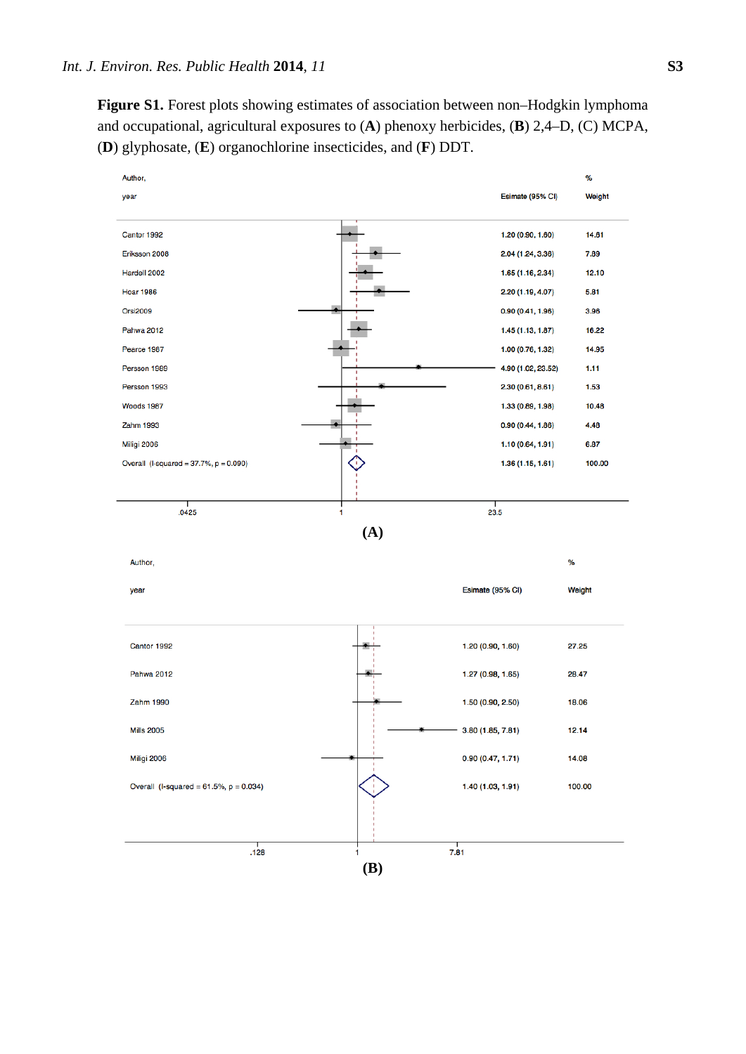**Figure S1.** Forest plots showing estimates of association between non–Hodgkin lymphoma and occupational, agricultural exposures to (**A**) phenoxy herbicides, (**B**) 2,4–D, (C) MCPA, (**D**) glyphosate, (**E**) organochlorine insecticides, and (**F**) DDT.

| Author, year | Esimate (95% CI) | % Weight |
|---|---|---|
| Cantor 1992 | 1.20 (0.90, 1.60) | 14.61 |
| Eriksson 2008 | 2.04 (1.24, 3.36) | 7.89 |
| Hardell 2002 | 1.65 (1.16, 2.34) | 12.10 |
| Hoar 1986 | 2.20 (1.19, 4.07) | 5.81 |
| Orsi2009 | 0.90 (0.41, 1.96) | 3.96 |
| Pahwa 2012 | 1.45 (1.13, 1.87) | 16.22 |
| Pearce 1987 | 1.00 (0.76, 1.32) | 14.95 |
| Persson 1989 | 4.90 (1.02, 23.52) | 1.11 |
| Persson 1993 | 2.30 (0.61, 8.61) | 1.53 |
| Woods 1987 | 1.33 (0.89, 1.98) | 10.48 |
| Zahm 1993 | 0.90 (0.44, 1.86) | 4.48 |
| Miligi 2006 | 1.10 (0.64, 1.91) | 6.87 |
| Overall (I-squared = 37.7%, p = 0.090) | 1.36 (1.15, 1.61) | 100.00 |

Axis: .0425 — 1 — 23.5

**(A)**

| Author, year | Esimate (95% CI) | % Weight |
|---|---|---|
| Cantor 1992 | 1.20 (0.90, 1.60) | 27.25 |
| Pahwa 2012 | 1.27 (0.98, 1.65) | 28.47 |
| Zahm 1990 | 1.50 (0.90, 2.50) | 18.06 |
| Mills 2005 | 3.80 (1.85, 7.81) | 12.14 |
| Miligi 2006 | 0.90 (0.47, 1.71) | 14.08 |
| Overall (I-squared = 61.5%, p = 0.034) | 1.40 (1.03, 1.91) | 100.00 |

Axis: .128 — 1 — 7.81

**(B)**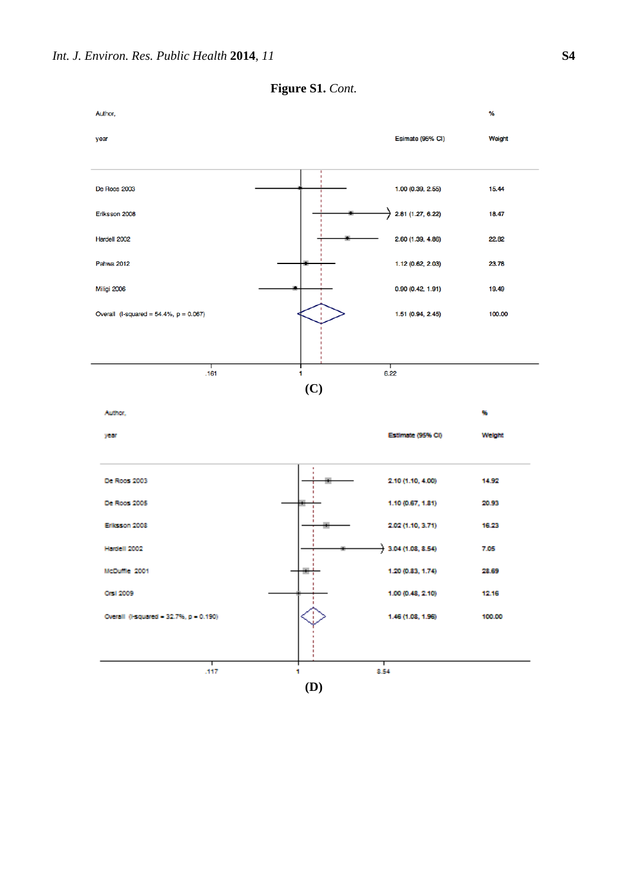**Figure S1.** *Cont.*

| Author, year | Esimate (95% CI) | % Weight |
|---|---|---|
| De Roos 2003 | 1.00 (0.39, 2.55) | 15.44 |
| Eriksson 2008 | 2.81 (1.27, 6.22) | 18.47 |
| Hardell 2002 | 2.60 (1.39, 4.86) | 22.82 |
| Pahwa 2012 | 1.12 (0.62, 2.03) | 23.78 |
| Miligi 2006 | 0.90 (0.42, 1.91) | 19.49 |
| Overall (I-squared = 54.4%, p = 0.067) | 1.51 (0.94, 2.45) | 100.00 |

Axis: .161, 1, 6.22

**(C)**

| Author, year | Estimate (95% CI) | % Weight |
|---|---|---|
| De Roos 2003 | 2.10 (1.10, 4.00) | 14.92 |
| De Roos 2005 | 1.10 (0.67, 1.81) | 20.93 |
| Eriksson 2008 | 2.02 (1.10, 3.71) | 16.23 |
| Hardell 2002 | 3.04 (1.08, 8.54) | 7.05 |
| McDuffie 2001 | 1.20 (0.83, 1.74) | 28.69 |
| Orsi 2009 | 1.00 (0.48, 2.10) | 12.16 |
| Overall (I-squared = 32.7%, p = 0.190) | 1.46 (1.08, 1.96) | 100.00 |

Axis: .117, 1, 8.54

**(D)**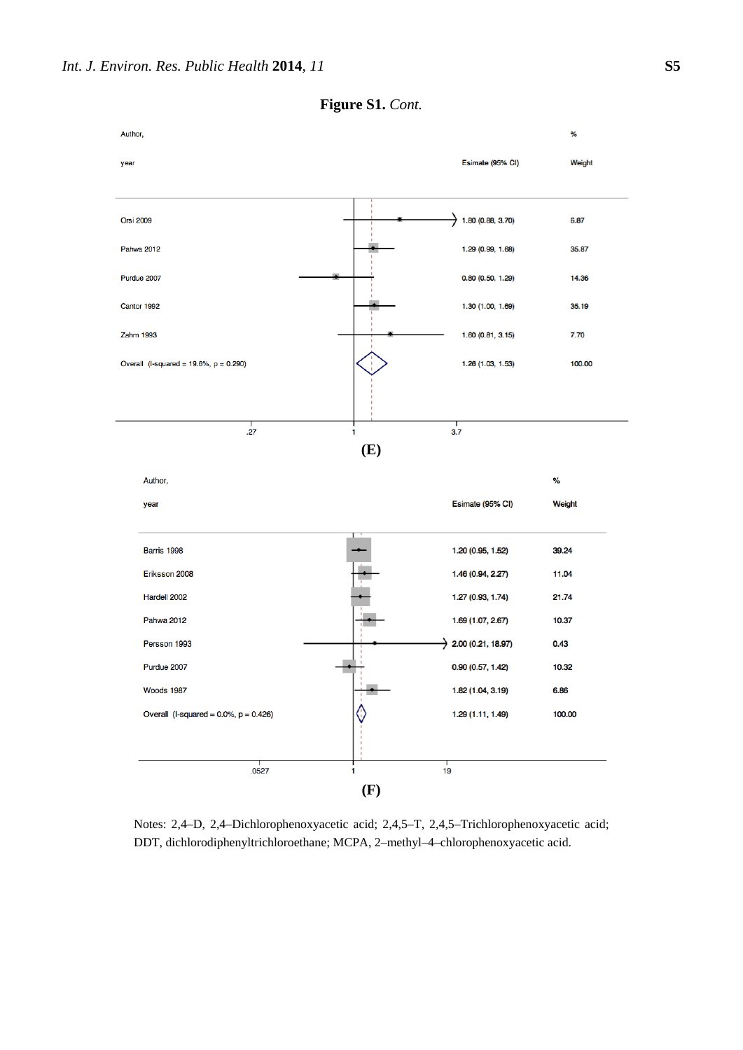**Figure S1.** *Cont.*

| Author, year | Esimate (95% CI) | % Weight |
|---|---|---|
| Orsi 2009 | 1.80 (0.88, 3.70) | 6.87 |
| Pahwa 2012 | 1.29 (0.99, 1.68) | 35.87 |
| Purdue 2007 | 0.80 (0.50, 1.29) | 14.36 |
| Cantor 1992 | 1.30 (1.00, 1.69) | 35.19 |
| Zahm 1993 | 1.60 (0.81, 3.15) | 7.70 |
| Overall (I-squared = 19.6%, p = 0.290) | 1.26 (1.03, 1.53) | 100.00 |

.27 1 3.7

**(E)**

| Author, year | Esimate (95% CI) | % Weight |
|---|---|---|
| Barris 1998 | 1.20 (0.95, 1.52) | 39.24 |
| Eriksson 2008 | 1.46 (0.94, 2.27) | 11.04 |
| Hardell 2002 | 1.27 (0.93, 1.74) | 21.74 |
| Pahwa 2012 | 1.69 (1.07, 2.67) | 10.37 |
| Persson 1993 | 2.00 (0.21, 18.97) | 0.43 |
| Purdue 2007 | 0.90 (0.57, 1.42) | 10.32 |
| Woods 1987 | 1.82 (1.04, 3.19) | 6.86 |
| Overall (I-squared = 0.0%, p = 0.426) | 1.29 (1.11, 1.49) | 100.00 |

.0527 1 19

**(F)**

Notes: 2,4–D, 2,4–Dichlorophenoxyacetic acid; 2,4,5–T, 2,4,5–Trichlorophenoxyacetic acid; DDT, dichlorodiphenyltrichloroethane; MCPA, 2–methyl–4–chlorophenoxyacetic acid.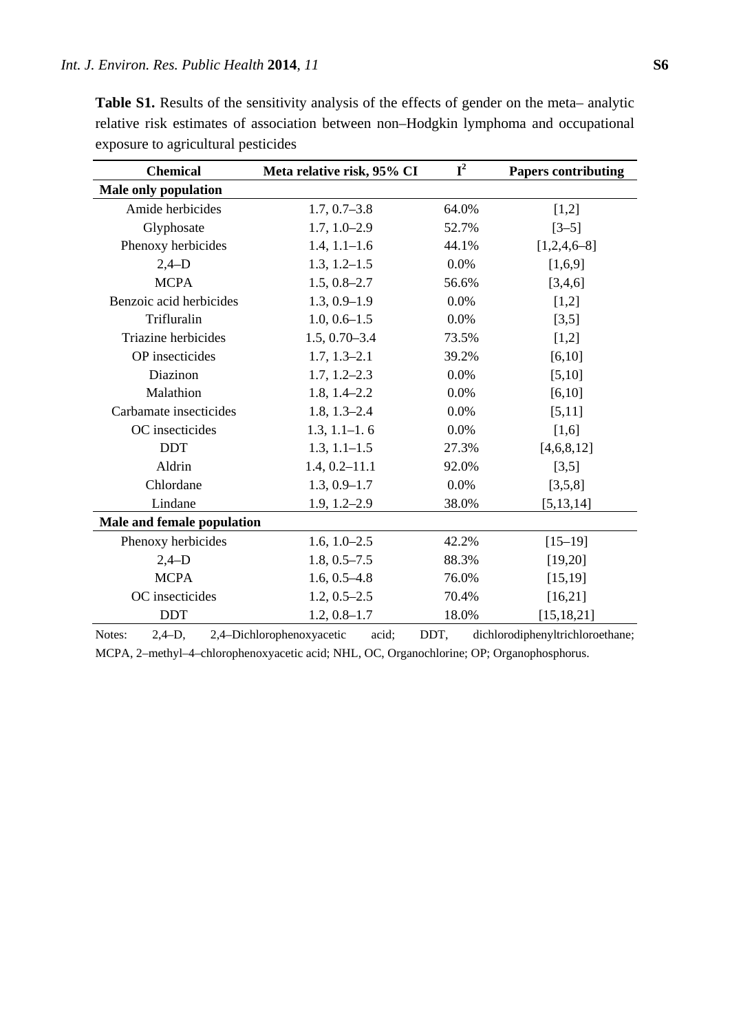**Table S1.** Results of the sensitivity analysis of the effects of gender on the meta– analytic relative risk estimates of association between non–Hodgkin lymphoma and occupational exposure to agricultural pesticides

| Chemical | Meta relative risk, 95% CI | $I^2$ | Papers contributing |
|---|---|---|---|
| **Male only population** | | | |
| Amide herbicides | 1.7, 0.7–3.8 | 64.0% | [1,2] |
| Glyphosate | 1.7, 1.0–2.9 | 52.7% | [3–5] |
| Phenoxy herbicides | 1.4, 1.1–1.6 | 44.1% | [1,2,4,6–8] |
| 2,4–D | 1.3, 1.2–1.5 | 0.0% | [1,6,9] |
| MCPA | 1.5, 0.8–2.7 | 56.6% | [3,4,6] |
| Benzoic acid herbicides | 1.3, 0.9–1.9 | 0.0% | [1,2] |
| Trifluralin | 1.0, 0.6–1.5 | 0.0% | [3,5] |
| Triazine herbicides | 1.5, 0.70–3.4 | 73.5% | [1,2] |
| OP insecticides | 1.7, 1.3–2.1 | 39.2% | [6,10] |
| Diazinon | 1.7, 1.2–2.3 | 0.0% | [5,10] |
| Malathion | 1.8, 1.4–2.2 | 0.0% | [6,10] |
| Carbamate insecticides | 1.8, 1.3–2.4 | 0.0% | [5,11] |
| OC insecticides | 1.3, 1.1–1. 6 | 0.0% | [1,6] |
| DDT | 1.3, 1.1–1.5 | 27.3% | [4,6,8,12] |
| Aldrin | 1.4, 0.2–11.1 | 92.0% | [3,5] |
| Chlordane | 1.3, 0.9–1.7 | 0.0% | [3,5,8] |
| Lindane | 1.9, 1.2–2.9 | 38.0% | [5,13,14] |
| **Male and female population** | | | |
| Phenoxy herbicides | 1.6, 1.0–2.5 | 42.2% | [15–19] |
| 2,4–D | 1.8, 0.5–7.5 | 88.3% | [19,20] |
| MCPA | 1.6, 0.5–4.8 | 76.0% | [15,19] |
| OC insecticides | 1.2, 0.5–2.5 | 70.4% | [16,21] |
| DDT | 1.2, 0.8–1.7 | 18.0% | [15,18,21] |

Notes: 2,4–D, 2,4–Dichlorophenoxyacetic acid; DDT, dichlorodiphenyltrichloroethane; MCPA, 2–methyl–4–chlorophenoxyacetic acid; NHL, OC, Organochlorine; OP; Organophosphorus.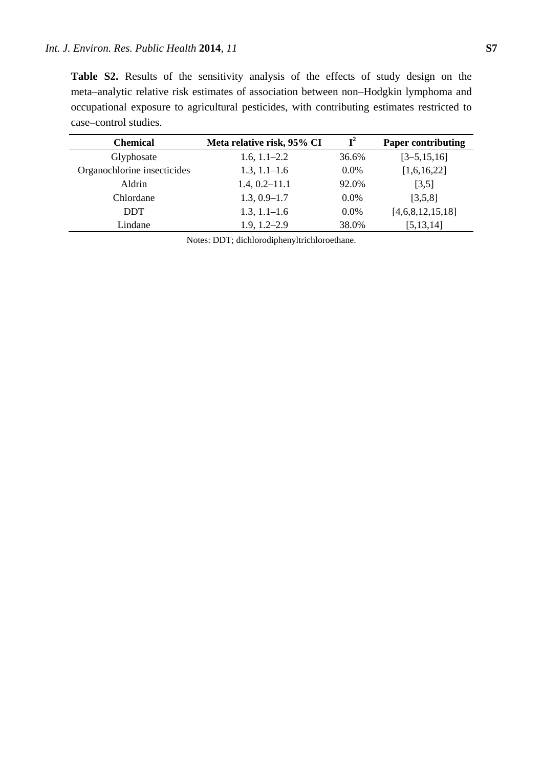**Table S2.** Results of the sensitivity analysis of the effects of study design on the meta–analytic relative risk estimates of association between non–Hodgkin lymphoma and occupational exposure to agricultural pesticides, with contributing estimates restricted to case–control studies.

| Chemical | Meta relative risk, 95% CI | $I^2$ | Paper contributing |
|---|---|---|---|
| Glyphosate | 1.6, 1.1–2.2 | 36.6% | [3–5,15,16] |
| Organochlorine insecticides | 1.3, 1.1–1.6 | 0.0% | [1,6,16,22] |
| Aldrin | 1.4, 0.2–11.1 | 92.0% | [3,5] |
| Chlordane | 1.3, 0.9–1.7 | 0.0% | [3,5,8] |
| DDT | 1.3, 1.1–1.6 | 0.0% | [4,6,8,12,15,18] |
| Lindane | 1.9, 1.2–2.9 | 38.0% | [5,13,14] |

Notes: DDT; dichlorodiphenyltrichloroethane.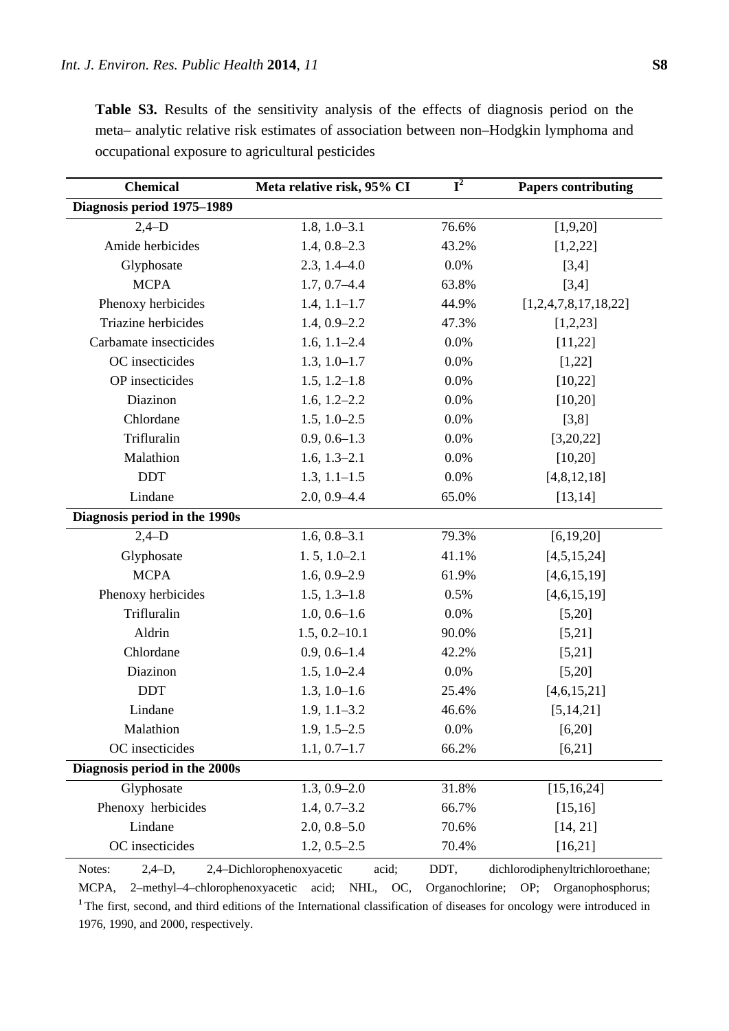**Table S3.** Results of the sensitivity analysis of the effects of diagnosis period on the meta– analytic relative risk estimates of association between non–Hodgkin lymphoma and occupational exposure to agricultural pesticides

| Chemical | Meta relative risk, 95% CI | $I^2$ | Papers contributing |
|---|---|---|---|
| **Diagnosis period 1975–1989** | | | |
| 2,4–D | 1.8, 1.0–3.1 | 76.6% | [1,9,20] |
| Amide herbicides | 1.4, 0.8–2.3 | 43.2% | [1,2,22] |
| Glyphosate | 2.3, 1.4–4.0 | 0.0% | [3,4] |
| MCPA | 1.7, 0.7–4.4 | 63.8% | [3,4] |
| Phenoxy herbicides | 1.4, 1.1–1.7 | 44.9% | [1,2,4,7,8,17,18,22] |
| Triazine herbicides | 1.4, 0.9–2.2 | 47.3% | [1,2,23] |
| Carbamate insecticides | 1.6, 1.1–2.4 | 0.0% | [11,22] |
| OC insecticides | 1.3, 1.0–1.7 | 0.0% | [1,22] |
| OP insecticides | 1.5, 1.2–1.8 | 0.0% | [10,22] |
| Diazinon | 1.6, 1.2–2.2 | 0.0% | [10,20] |
| Chlordane | 1.5, 1.0–2.5 | 0.0% | [3,8] |
| Trifluralin | 0.9, 0.6–1.3 | 0.0% | [3,20,22] |
| Malathion | 1.6, 1.3–2.1 | 0.0% | [10,20] |
| DDT | 1.3, 1.1–1.5 | 0.0% | [4,8,12,18] |
| Lindane | 2.0, 0.9–4.4 | 65.0% | [13,14] |
| **Diagnosis period in the 1990s** | | | |
| 2,4–D | 1.6, 0.8–3.1 | 79.3% | [6,19,20] |
| Glyphosate | 1. 5, 1.0–2.1 | 41.1% | [4,5,15,24] |
| MCPA | 1.6, 0.9–2.9 | 61.9% | [4,6,15,19] |
| Phenoxy herbicides | 1.5, 1.3–1.8 | 0.5% | [4,6,15,19] |
| Trifluralin | 1.0, 0.6–1.6 | 0.0% | [5,20] |
| Aldrin | 1.5, 0.2–10.1 | 90.0% | [5,21] |
| Chlordane | 0.9, 0.6–1.4 | 42.2% | [5,21] |
| Diazinon | 1.5, 1.0–2.4 | 0.0% | [5,20] |
| DDT | 1.3, 1.0–1.6 | 25.4% | [4,6,15,21] |
| Lindane | 1.9, 1.1–3.2 | 46.6% | [5,14,21] |
| Malathion | 1.9, 1.5–2.5 | 0.0% | [6,20] |
| OC insecticides | 1.1, 0.7–1.7 | 66.2% | [6,21] |
| **Diagnosis period in the 2000s** | | | |
| Glyphosate | 1.3, 0.9–2.0 | 31.8% | [15,16,24] |
| Phenoxy herbicides | 1.4, 0.7–3.2 | 66.7% | [15,16] |
| Lindane | 2.0, 0.8–5.0 | 70.6% | [14, 21] |
| OC insecticides | 1.2, 0.5–2.5 | 70.4% | [16,21] |

Notes: 2,4–D, 2,4–Dichlorophenoxyacetic acid; DDT, dichlorodiphenyltrichloroethane; MCPA, 2–methyl–4–chlorophenoxyacetic acid; NHL, OC, Organochlorine; OP; Organophosphorus; [1] The first, second, and third editions of the International classification of diseases for oncology were introduced in 1976, 1990, and 2000, respectively.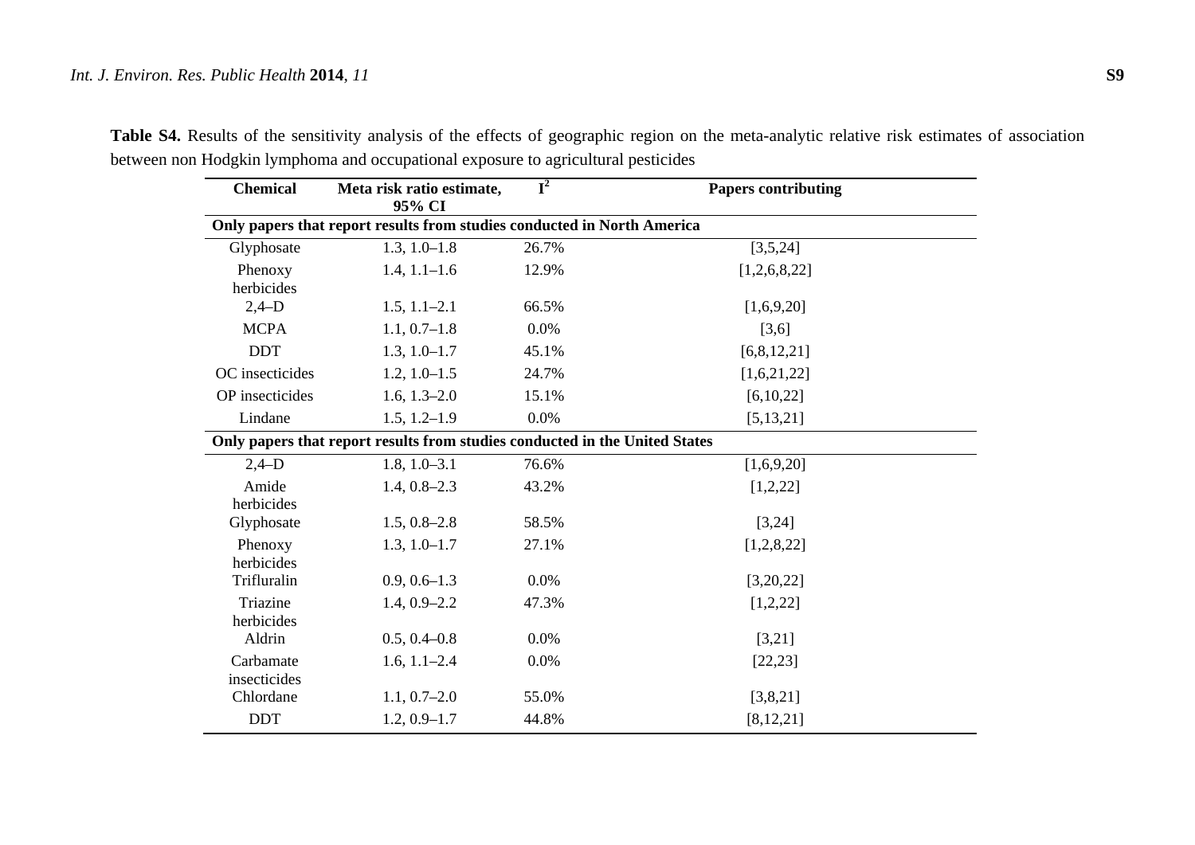**Table S4.** Results of the sensitivity analysis of the effects of geographic region on the meta-analytic relative risk estimates of association between non Hodgkin lymphoma and occupational exposure to agricultural pesticides

| Chemical | Meta risk ratio estimate, 95% CI | $I^2$ | Papers contributing |
|---|---|---|---|
| **Only papers that report results from studies conducted in North America** | | | |
| Glyphosate | 1.3, 1.0–1.8 | 26.7% | [3,5,24] |
| Phenoxy herbicides | 1.4, 1.1–1.6 | 12.9% | [1,2,6,8,22] |
| 2,4–D | 1.5, 1.1–2.1 | 66.5% | [1,6,9,20] |
| MCPA | 1.1, 0.7–1.8 | 0.0% | [3,6] |
| DDT | 1.3, 1.0–1.7 | 45.1% | [6,8,12,21] |
| OC insecticides | 1.2, 1.0–1.5 | 24.7% | [1,6,21,22] |
| OP insecticides | 1.6, 1.3–2.0 | 15.1% | [6,10,22] |
| Lindane | 1.5, 1.2–1.9 | 0.0% | [5,13,21] |
| **Only papers that report results from studies conducted in the United States** | | | |
| 2,4–D | 1.8, 1.0–3.1 | 76.6% | [1,6,9,20] |
| Amide herbicides | 1.4, 0.8–2.3 | 43.2% | [1,2,22] |
| Glyphosate | 1.5, 0.8–2.8 | 58.5% | [3,24] |
| Phenoxy herbicides | 1.3, 1.0–1.7 | 27.1% | [1,2,8,22] |
| Trifluralin | 0.9, 0.6–1.3 | 0.0% | [3,20,22] |
| Triazine herbicides | 1.4, 0.9–2.2 | 47.3% | [1,2,22] |
| Aldrin | 0.5, 0.4–0.8 | 0.0% | [3,21] |
| Carbamate insecticides | 1.6, 1.1–2.4 | 0.0% | [22,23] |
| Chlordane | 1.1, 0.7–2.0 | 55.0% | [3,8,21] |
| DDT | 1.2, 0.9–1.7 | 44.8% | [8,12,21] |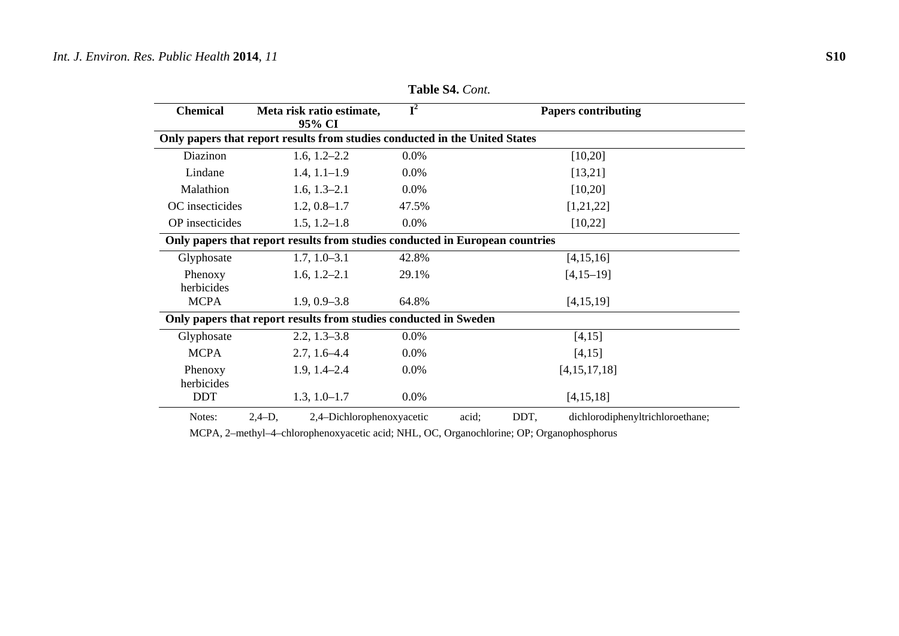**Table S4.** *Cont.*

| Chemical | Meta risk ratio estimate, 95% CI | $I^2$ | Papers contributing |
|---|---|---|---|
| **Only papers that report results from studies conducted in the United States** | | | |
| Diazinon | 1.6, 1.2–2.2 | 0.0% | [10,20] |
| Lindane | 1.4, 1.1–1.9 | 0.0% | [13,21] |
| Malathion | 1.6, 1.3–2.1 | 0.0% | [10,20] |
| OC insecticides | 1.2, 0.8–1.7 | 47.5% | [1,21,22] |
| OP insecticides | 1.5, 1.2–1.8 | 0.0% | [10,22] |
| **Only papers that report results from studies conducted in European countries** | | | |
| Glyphosate | 1.7, 1.0–3.1 | 42.8% | [4,15,16] |
| Phenoxy herbicides | 1.6, 1.2–2.1 | 29.1% | [4,15–19] |
| MCPA | 1.9, 0.9–3.8 | 64.8% | [4,15,19] |
| **Only papers that report results from studies conducted in Sweden** | | | |
| Glyphosate | 2.2, 1.3–3.8 | 0.0% | [4,15] |
| MCPA | 2.7, 1.6–4.4 | 0.0% | [4,15] |
| Phenoxy herbicides | 1.9, 1.4–2.4 | 0.0% | [4,15,17,18] |
| DDT | 1.3, 1.0–1.7 | 0.0% | [4,15,18] |

Notes: 2,4–D, 2,4–Dichlorophenoxyacetic acid; DDT, dichlorodiphenyltrichloroethane; MCPA, 2–methyl–4–chlorophenoxyacetic acid; NHL, OC, Organochlorine; OP; Organophosphorus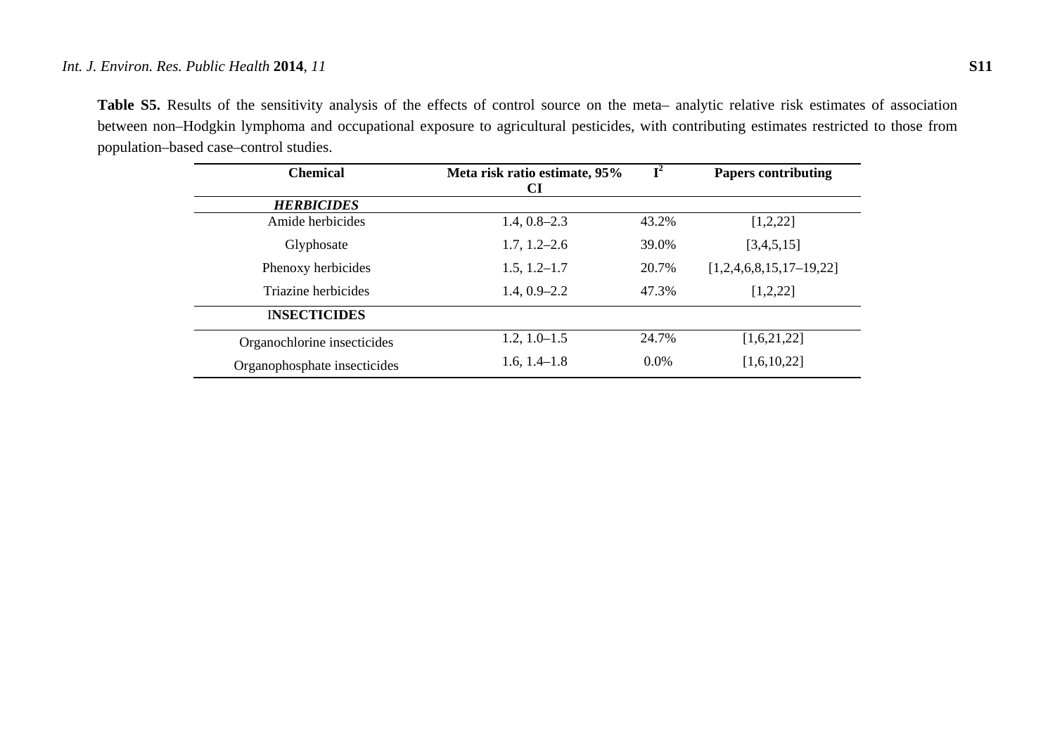**Table S5.** Results of the sensitivity analysis of the effects of control source on the meta– analytic relative risk estimates of association between non–Hodgkin lymphoma and occupational exposure to agricultural pesticides, with contributing estimates restricted to those from population–based case–control studies.

| Chemical | Meta risk ratio estimate, 95% CI | $I^2$ | Papers contributing |
|---|---|---|---|
| ***HERBICIDES*** | | | |
| Amide herbicides | 1.4, 0.8–2.3 | 43.2% | [1,2,22] |
| Glyphosate | 1.7, 1.2–2.6 | 39.0% | [3,4,5,15] |
| Phenoxy herbicides | 1.5, 1.2–1.7 | 20.7% | [1,2,4,6,8,15,17–19,22] |
| Triazine herbicides | 1.4, 0.9–2.2 | 47.3% | [1,2,22] |
| **INSECTICIDES** | | | |
| Organochlorine insecticides | 1.2, 1.0–1.5 | 24.7% | [1,6,21,22] |
| Organophosphate insecticides | 1.6, 1.4–1.8 | 0.0% | [1,6,10,22] |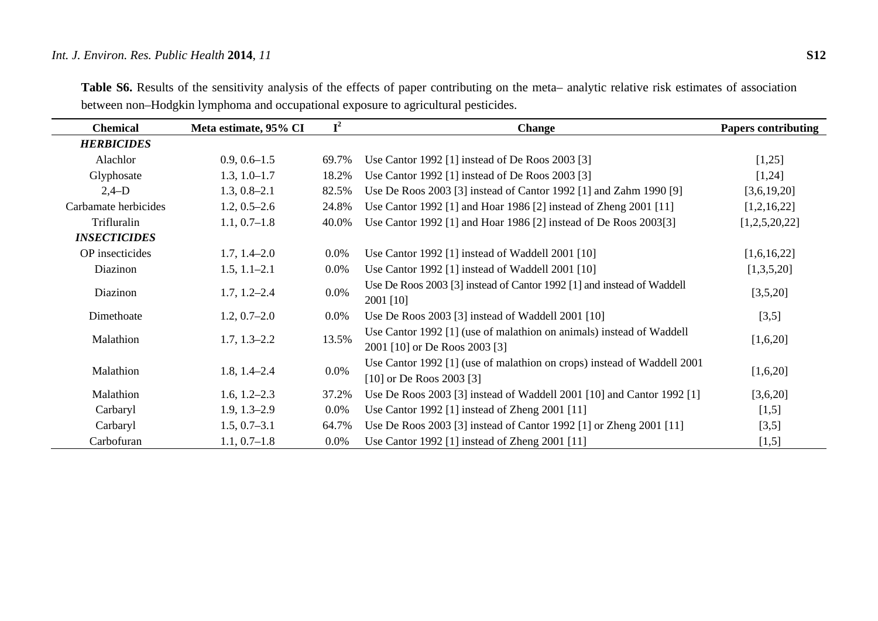**Table S6.** Results of the sensitivity analysis of the effects of paper contributing on the meta– analytic relative risk estimates of association between non–Hodgkin lymphoma and occupational exposure to agricultural pesticides.

| Chemical | Meta estimate, 95% CI | $I^2$ | Change | Papers contributing |
|---|---|---|---|---|
| ***HERBICIDES*** | | | | |
| Alachlor | 0.9, 0.6–1.5 | 69.7% | Use Cantor 1992 [1] instead of De Roos 2003 [3] | [1,25] |
| Glyphosate | 1.3, 1.0–1.7 | 18.2% | Use Cantor 1992 [1] instead of De Roos 2003 [3] | [1,24] |
| 2,4–D | 1.3, 0.8–2.1 | 82.5% | Use De Roos 2003 [3] instead of Cantor 1992 [1] and Zahm 1990 [9] | [3,6,19,20] |
| Carbamate herbicides | 1.2, 0.5–2.6 | 24.8% | Use Cantor 1992 [1] and Hoar 1986 [2] instead of Zheng 2001 [11] | [1,2,16,22] |
| Trifluralin | 1.1, 0.7–1.8 | 40.0% | Use Cantor 1992 [1] and Hoar 1986 [2] instead of De Roos 2003[3] | [1,2,5,20,22] |
| ***INSECTICIDES*** | | | | |
| OP insecticides | 1.7, 1.4–2.0 | 0.0% | Use Cantor 1992 [1] instead of Waddell 2001 [10] | [1,6,16,22] |
| Diazinon | 1.5, 1.1–2.1 | 0.0% | Use Cantor 1992 [1] instead of Waddell 2001 [10] | [1,3,5,20] |
| Diazinon | 1.7, 1.2–2.4 | 0.0% | Use De Roos 2003 [3] instead of Cantor 1992 [1] and instead of Waddell 2001 [10] | [3,5,20] |
| Dimethoate | 1.2, 0.7–2.0 | 0.0% | Use De Roos 2003 [3] instead of Waddell 2001 [10] | [3,5] |
| Malathion | 1.7, 1.3–2.2 | 13.5% | Use Cantor 1992 [1] (use of malathion on animals) instead of Waddell 2001 [10] or De Roos 2003 [3] | [1,6,20] |
| Malathion | 1.8, 1.4–2.4 | 0.0% | Use Cantor 1992 [1] (use of malathion on crops) instead of Waddell 2001 [10] or De Roos 2003 [3] | [1,6,20] |
| Malathion | 1.6, 1.2–2.3 | 37.2% | Use De Roos 2003 [3] instead of Waddell 2001 [10] and Cantor 1992 [1] | [3,6,20] |
| Carbaryl | 1.9, 1.3–2.9 | 0.0% | Use Cantor 1992 [1] instead of Zheng 2001 [11] | [1,5] |
| Carbaryl | 1.5, 0.7–3.1 | 64.7% | Use De Roos 2003 [3] instead of Cantor 1992 [1] or Zheng 2001 [11] | [3,5] |
| Carbofuran | 1.1, 0.7–1.8 | 0.0% | Use Cantor 1992 [1] instead of Zheng 2001 [11] | [1,5] |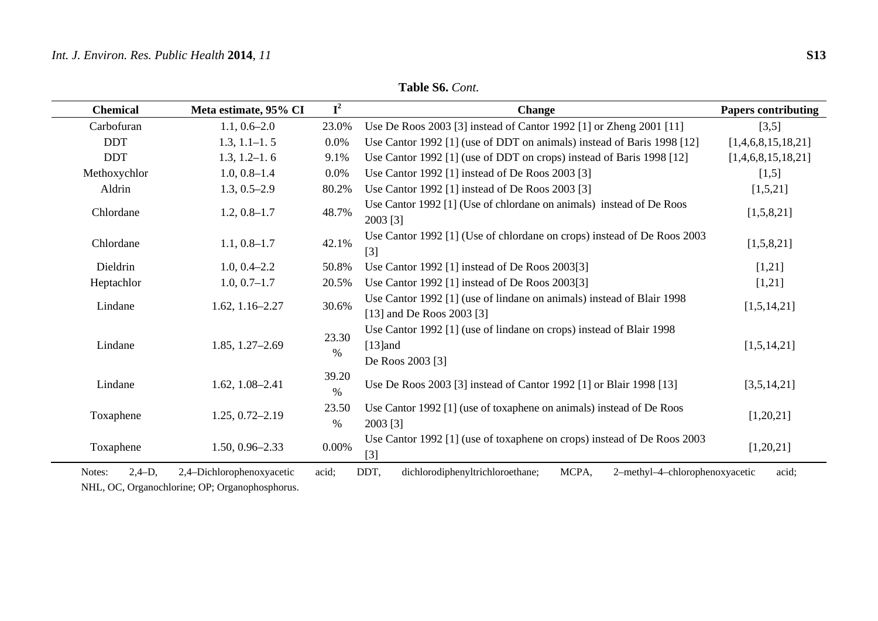**Table S6.** *Cont.*

| Chemical | Meta estimate, 95% CI | $I^2$ | Change | Papers contributing |
|---|---|---|---|---|
| Carbofuran | 1.1, 0.6–2.0 | 23.0% | Use De Roos 2003 [3] instead of Cantor 1992 [1] or Zheng 2001 [11] | [3,5] |
| DDT | 1.3, 1.1–1. 5 | 0.0% | Use Cantor 1992 [1] (use of DDT on animals) instead of Baris 1998 [12] | [1,4,6,8,15,18,21] |
| DDT | 1.3, 1.2–1. 6 | 9.1% | Use Cantor 1992 [1] (use of DDT on crops) instead of Baris 1998 [12] | [1,4,6,8,15,18,21] |
| Methoxychlor | 1.0, 0.8–1.4 | 0.0% | Use Cantor 1992 [1] instead of De Roos 2003 [3] | [1,5] |
| Aldrin | 1.3, 0.5–2.9 | 80.2% | Use Cantor 1992 [1] instead of De Roos 2003 [3] | [1,5,21] |
| Chlordane | 1.2, 0.8–1.7 | 48.7% | Use Cantor 1992 [1] (Use of chlordane on animals) instead of De Roos 2003 [3] | [1,5,8,21] |
| Chlordane | 1.1, 0.8–1.7 | 42.1% | Use Cantor 1992 [1] (Use of chlordane on crops) instead of De Roos 2003 [3] | [1,5,8,21] |
| Dieldrin | 1.0, 0.4–2.2 | 50.8% | Use Cantor 1992 [1] instead of De Roos 2003[3] | [1,21] |
| Heptachlor | 1.0, 0.7–1.7 | 20.5% | Use Cantor 1992 [1] instead of De Roos 2003[3] | [1,21] |
| Lindane | 1.62, 1.16–2.27 | 30.6% | Use Cantor 1992 [1] (use of lindane on animals) instead of Blair 1998 [13] and De Roos 2003 [3] | [1,5,14,21] |
| Lindane | 1.85, 1.27–2.69 | 23.30 % | Use Cantor 1992 [1] (use of lindane on crops) instead of Blair 1998 [13]and De Roos 2003 [3] | [1,5,14,21] |
| Lindane | 1.62, 1.08–2.41 | 39.20 % | Use De Roos 2003 [3] instead of Cantor 1992 [1] or Blair 1998 [13] | [3,5,14,21] |
| Toxaphene | 1.25, 0.72–2.19 | 23.50 % | Use Cantor 1992 [1] (use of toxaphene on animals) instead of De Roos 2003 [3] | [1,20,21] |
| Toxaphene | 1.50, 0.96–2.33 | 0.00% | Use Cantor 1992 [1] (use of toxaphene on crops) instead of De Roos 2003 [3] | [1,20,21] |

Notes: 2,4–D, 2,4–Dichlorophenoxyacetic acid; DDT, dichlorodiphenyltrichloroethane; MCPA, 2–methyl–4–chlorophenoxyacetic acid; NHL, OC, Organochlorine; OP; Organophosphorus.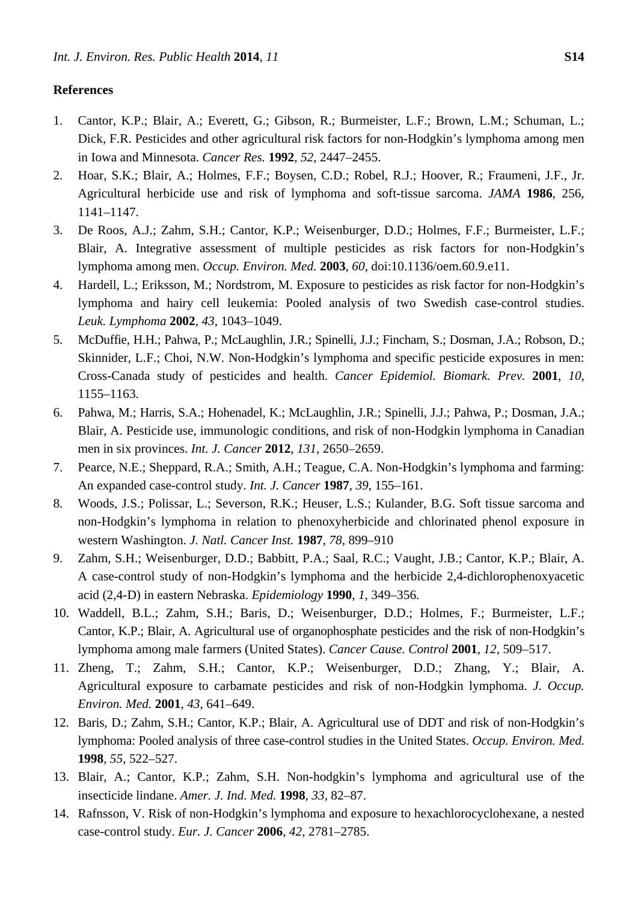## References

1. Cantor, K.P.; Blair, A.; Everett, G.; Gibson, R.; Burmeister, L.F.; Brown, L.M.; Schuman, L.; Dick, F.R. Pesticides and other agricultural risk factors for non-Hodgkin's lymphoma among men in Iowa and Minnesota. *Cancer Res.* **1992**, *52*, 2447–2455.
2. Hoar, S.K.; Blair, A.; Holmes, F.F.; Boysen, C.D.; Robel, R.J.; Hoover, R.; Fraumeni, J.F., Jr. Agricultural herbicide use and risk of lymphoma and soft-tissue sarcoma. *JAMA* **1986**, 256, 1141–1147.
3. De Roos, A.J.; Zahm, S.H.; Cantor, K.P.; Weisenburger, D.D.; Holmes, F.F.; Burmeister, L.F.; Blair, A. Integrative assessment of multiple pesticides as risk factors for non-Hodgkin's lymphoma among men. *Occup. Environ. Med.* **2003**, *60*, doi:10.1136/oem.60.9.e11.
4. Hardell, L.; Eriksson, M.; Nordstrom, M. Exposure to pesticides as risk factor for non-Hodgkin's lymphoma and hairy cell leukemia: Pooled analysis of two Swedish case-control studies. *Leuk. Lymphoma* **2002**, *43*, 1043–1049.
5. McDuffie, H.H.; Pahwa, P.; McLaughlin, J.R.; Spinelli, J.J.; Fincham, S.; Dosman, J.A.; Robson, D.; Skinnider, L.F.; Choi, N.W. Non-Hodgkin's lymphoma and specific pesticide exposures in men: Cross-Canada study of pesticides and health. *Cancer Epidemiol. Biomark. Prev.* **2001**, *10*, 1155–1163.
6. Pahwa, M.; Harris, S.A.; Hohenadel, K.; McLaughlin, J.R.; Spinelli, J.J.; Pahwa, P.; Dosman, J.A.; Blair, A. Pesticide use, immunologic conditions, and risk of non-Hodgkin lymphoma in Canadian men in six provinces. *Int. J. Cancer* **2012**, *131*, 2650–2659.
7. Pearce, N.E.; Sheppard, R.A.; Smith, A.H.; Teague, C.A. Non-Hodgkin's lymphoma and farming: An expanded case-control study. *Int. J. Cancer* **1987**, *39*, 155–161.
8. Woods, J.S.; Polissar, L.; Severson, R.K.; Heuser, L.S.; Kulander, B.G. Soft tissue sarcoma and non-Hodgkin's lymphoma in relation to phenoxyherbicide and chlorinated phenol exposure in western Washington. *J. Natl. Cancer Inst.* **1987**, *78*, 899–910
9. Zahm, S.H.; Weisenburger, D.D.; Babbitt, P.A.; Saal, R.C.; Vaught, J.B.; Cantor, K.P.; Blair, A. A case-control study of non-Hodgkin's lymphoma and the herbicide 2,4-dichlorophenoxyacetic acid (2,4-D) in eastern Nebraska. *Epidemiology* **1990**, *1*, 349–356.
10. Waddell, B.L.; Zahm, S.H.; Baris, D.; Weisenburger, D.D.; Holmes, F.; Burmeister, L.F.; Cantor, K.P.; Blair, A. Agricultural use of organophosphate pesticides and the risk of non-Hodgkin's lymphoma among male farmers (United States). *Cancer Cause. Control* **2001**, *12*, 509–517.
11. Zheng, T.; Zahm, S.H.; Cantor, K.P.; Weisenburger, D.D.; Zhang, Y.; Blair, A. Agricultural exposure to carbamate pesticides and risk of non-Hodgkin lymphoma. *J. Occup. Environ. Med.* **2001**, *43*, 641–649.
12. Baris, D.; Zahm, S.H.; Cantor, K.P.; Blair, A. Agricultural use of DDT and risk of non-Hodgkin's lymphoma: Pooled analysis of three case-control studies in the United States. *Occup. Environ. Med.* **1998**, *55*, 522–527.
13. Blair, A.; Cantor, K.P.; Zahm, S.H. Non-hodgkin's lymphoma and agricultural use of the insecticide lindane. *Amer. J. Ind. Med.* **1998**, *33*, 82–87.
14. Rafnsson, V. Risk of non-Hodgkin's lymphoma and exposure to hexachlorocyclohexane, a nested case-control study. *Eur. J. Cancer* **2006**, *42*, 2781–2785.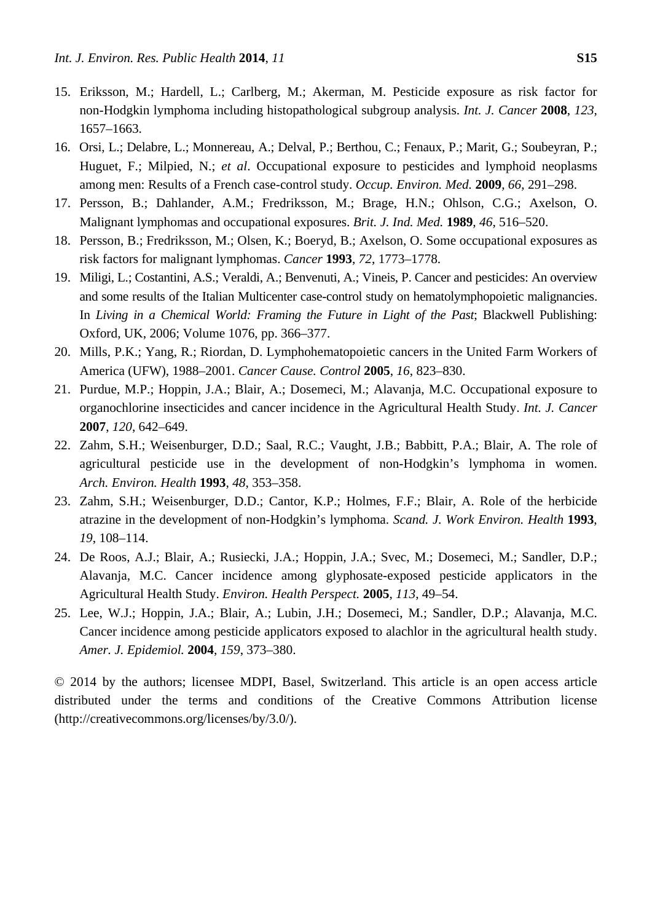15. Eriksson, M.; Hardell, L.; Carlberg, M.; Akerman, M. Pesticide exposure as risk factor for non-Hodgkin lymphoma including histopathological subgroup analysis. *Int. J. Cancer* **2008**, *123*, 1657–1663.
16. Orsi, L.; Delabre, L.; Monnereau, A.; Delval, P.; Berthou, C.; Fenaux, P.; Marit, G.; Soubeyran, P.; Huguet, F.; Milpied, N.; *et al*. Occupational exposure to pesticides and lymphoid neoplasms among men: Results of a French case-control study. *Occup. Environ. Med.* **2009**, *66*, 291–298.
17. Persson, B.; Dahlander, A.M.; Fredriksson, M.; Brage, H.N.; Ohlson, C.G.; Axelson, O. Malignant lymphomas and occupational exposures. *Brit. J. Ind. Med.* **1989**, *46*, 516–520.
18. Persson, B.; Fredriksson, M.; Olsen, K.; Boeryd, B.; Axelson, O. Some occupational exposures as risk factors for malignant lymphomas. *Cancer* **1993**, *72*, 1773–1778.
19. Miligi, L.; Costantini, A.S.; Veraldi, A.; Benvenuti, A.; Vineis, P. Cancer and pesticides: An overview and some results of the Italian Multicenter case-control study on hematolymphopoietic malignancies. In *Living in a Chemical World: Framing the Future in Light of the Past*; Blackwell Publishing: Oxford, UK, 2006; Volume 1076, pp. 366–377.
20. Mills, P.K.; Yang, R.; Riordan, D. Lymphohematopoietic cancers in the United Farm Workers of America (UFW), 1988–2001. *Cancer Cause. Control* **2005**, *16*, 823–830.
21. Purdue, M.P.; Hoppin, J.A.; Blair, A.; Dosemeci, M.; Alavanja, M.C. Occupational exposure to organochlorine insecticides and cancer incidence in the Agricultural Health Study. *Int. J. Cancer* **2007**, *120*, 642–649.
22. Zahm, S.H.; Weisenburger, D.D.; Saal, R.C.; Vaught, J.B.; Babbitt, P.A.; Blair, A. The role of agricultural pesticide use in the development of non-Hodgkin's lymphoma in women. *Arch. Environ. Health* **1993**, *48*, 353–358.
23. Zahm, S.H.; Weisenburger, D.D.; Cantor, K.P.; Holmes, F.F.; Blair, A. Role of the herbicide atrazine in the development of non-Hodgkin's lymphoma. *Scand. J. Work Environ. Health* **1993**, *19*, 108–114.
24. De Roos, A.J.; Blair, A.; Rusiecki, J.A.; Hoppin, J.A.; Svec, M.; Dosemeci, M.; Sandler, D.P.; Alavanja, M.C. Cancer incidence among glyphosate-exposed pesticide applicators in the Agricultural Health Study. *Environ. Health Perspect.* **2005**, *113*, 49–54.
25. Lee, W.J.; Hoppin, J.A.; Blair, A.; Lubin, J.H.; Dosemeci, M.; Sandler, D.P.; Alavanja, M.C. Cancer incidence among pesticide applicators exposed to alachlor in the agricultural health study. *Amer. J. Epidemiol.* **2004**, *159*, 373–380.

© 2014 by the authors; licensee MDPI, Basel, Switzerland. This article is an open access article distributed under the terms and conditions of the Creative Commons Attribution license (http://creativecommons.org/licenses/by/3.0/).